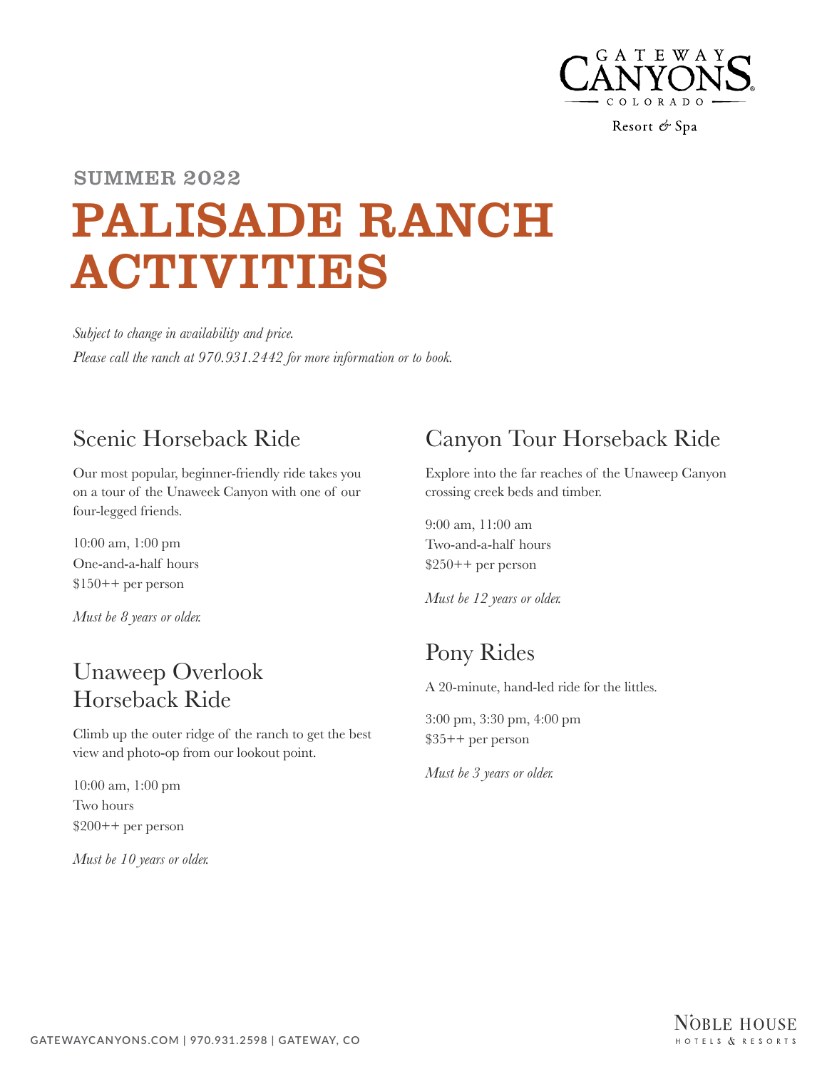SUMMER 2022

# PALISADE RANCH ACTIVITIES

*Subject to change in availability and price.*
*Please call the ranch at 970.931.2442 for more information or to book.*

## Scenic Horseback Ride

Our most popular, beginner-friendly ride takes you on a tour of the Unaweek Canyon with one of our four-legged friends.

10:00 am, 1:00 pm
One-and-a-half hours
$150++ per person

*Must be 8 years or older.*

## Unaweep Overlook Horseback Ride

Climb up the outer ridge of the ranch to get the best view and photo-op from our lookout point.

10:00 am, 1:00 pm
Two hours
$200++ per person

*Must be 10 years or older.*

## Canyon Tour Horseback Ride

Explore into the far reaches of the Unaweep Canyon crossing creek beds and timber.

9:00 am, 11:00 am
Two-and-a-half hours
$250++ per person

*Must be 12 years or older.*

## Pony Rides

A 20-minute, hand-led ride for the littles.

3:00 pm, 3:30 pm, 4:00 pm
$35++ per person

*Must be 3 years or older.*

GATEWAYCANYONS.COM | 970.931.2598 | GATEWAY, CO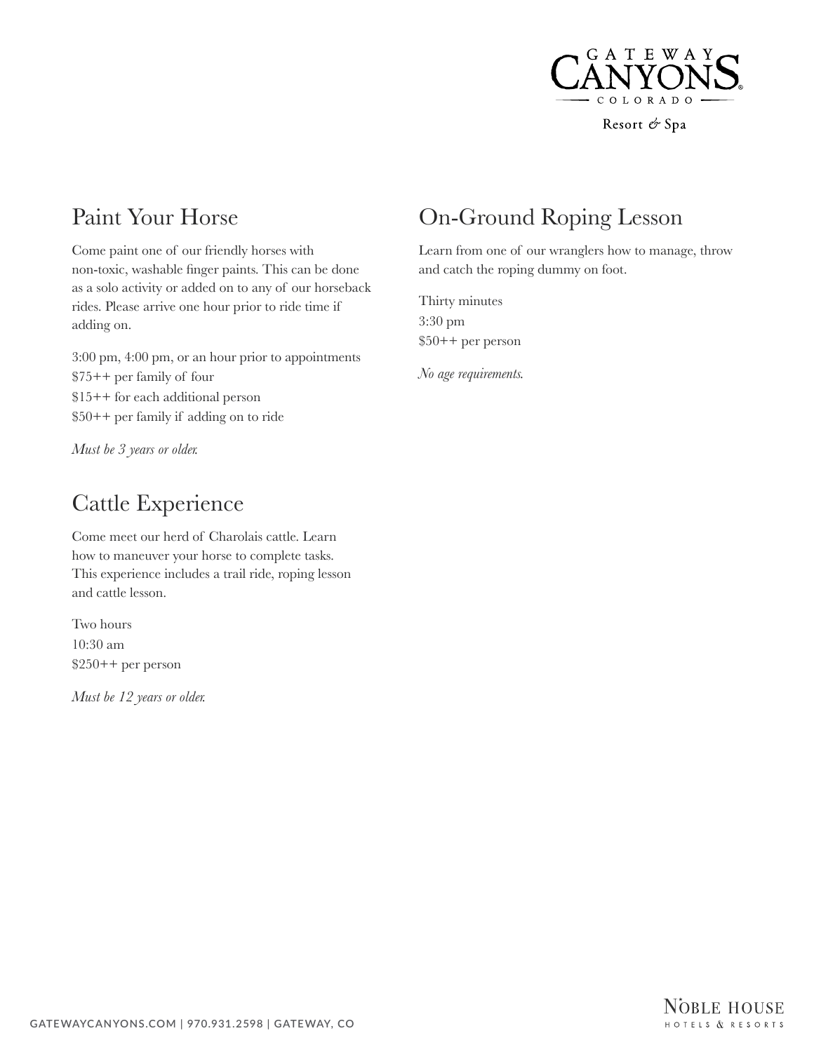## Paint Your Horse

Come paint one of our friendly horses with non-toxic, washable finger paints. This can be done as a solo activity or added on to any of our horseback rides. Please arrive one hour prior to ride time if adding on.

3:00 pm, 4:00 pm, or an hour prior to appointments
$75++ per family of four
$15++ for each additional person
$50++ per family if adding on to ride

*Must be 3 years or older.*

## Cattle Experience

Come meet our herd of Charolais cattle. Learn how to maneuver your horse to complete tasks. This experience includes a trail ride, roping lesson and cattle lesson.

Two hours
10:30 am
$250++ per person

*Must be 12 years or older.*

## On-Ground Roping Lesson

Learn from one of our wranglers how to manage, throw and catch the roping dummy on foot.

Thirty minutes
3:30 pm
$50++ per person

*No age requirements.*